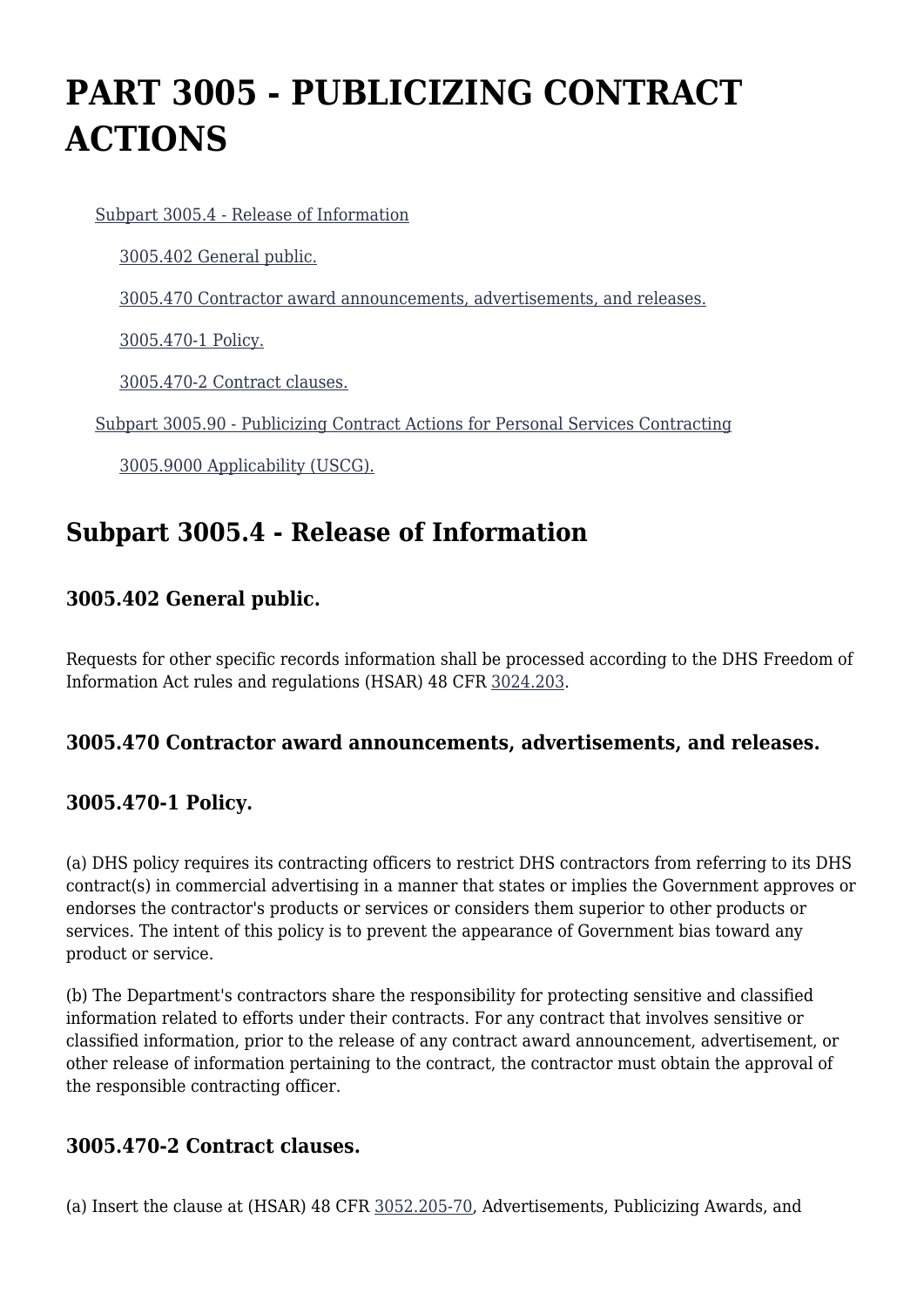# PART 3005 - PUBLICIZING CONTRACT ACTIONS

Subpart 3005.4 - Release of Information

3005.402 General public.

3005.470 Contractor award announcements, advertisements, and releases.

3005.470-1 Policy.

3005.470-2 Contract clauses.

Subpart 3005.90 - Publicizing Contract Actions for Personal Services Contracting

3005.9000 Applicability (USCG).

## Subpart 3005.4 - Release of Information

### 3005.402 General public.

Requests for other specific records information shall be processed according to the DHS Freedom of Information Act rules and regulations (HSAR) 48 CFR 3024.203.

### 3005.470 Contractor award announcements, advertisements, and releases.

### 3005.470-1 Policy.

(a) DHS policy requires its contracting officers to restrict DHS contractors from referring to its DHS contract(s) in commercial advertising in a manner that states or implies the Government approves or endorses the contractor's products or services or considers them superior to other products or services. The intent of this policy is to prevent the appearance of Government bias toward any product or service.

(b) The Department's contractors share the responsibility for protecting sensitive and classified information related to efforts under their contracts. For any contract that involves sensitive or classified information, prior to the release of any contract award announcement, advertisement, or other release of information pertaining to the contract, the contractor must obtain the approval of the responsible contracting officer.

### 3005.470-2 Contract clauses.

(a) Insert the clause at (HSAR) 48 CFR 3052.205-70, Advertisements, Publicizing Awards, and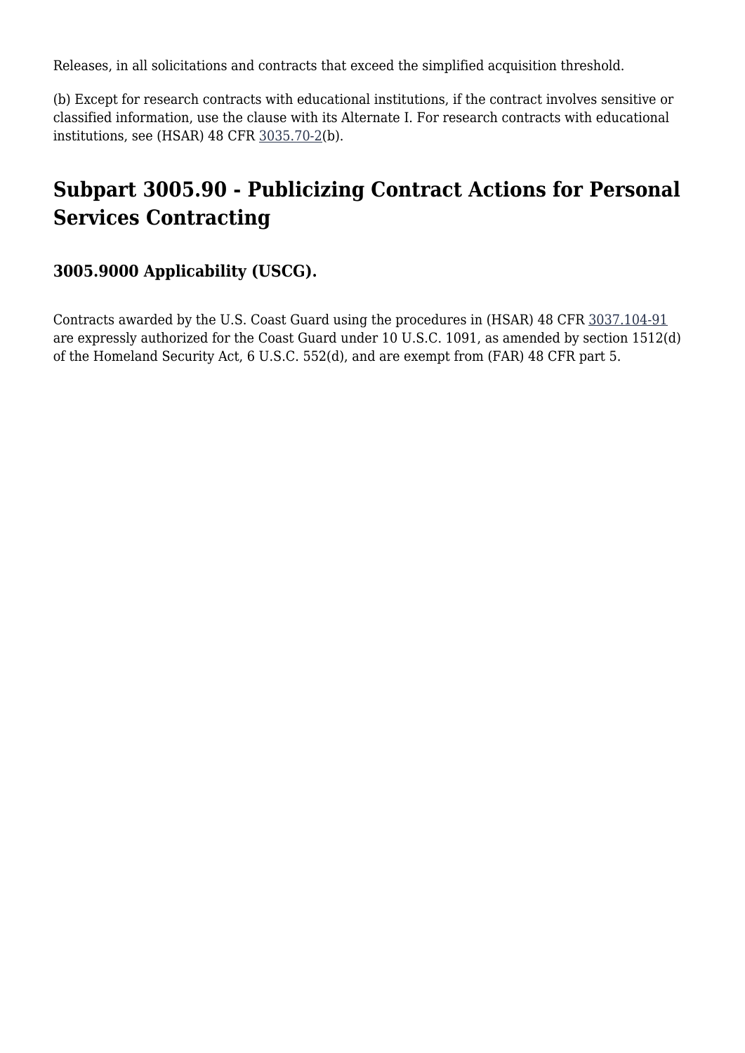Releases, in all solicitations and contracts that exceed the simplified acquisition threshold.

(b) Except for research contracts with educational institutions, if the contract involves sensitive or classified information, use the clause with its Alternate I. For research contracts with educational institutions, see (HSAR) 48 CFR 3035.70-2(b).

## Subpart 3005.90 - Publicizing Contract Actions for Personal Services Contracting

### 3005.9000 Applicability (USCG).

Contracts awarded by the U.S. Coast Guard using the procedures in (HSAR) 48 CFR 3037.104-91 are expressly authorized for the Coast Guard under 10 U.S.C. 1091, as amended by section 1512(d) of the Homeland Security Act, 6 U.S.C. 552(d), and are exempt from (FAR) 48 CFR part 5.